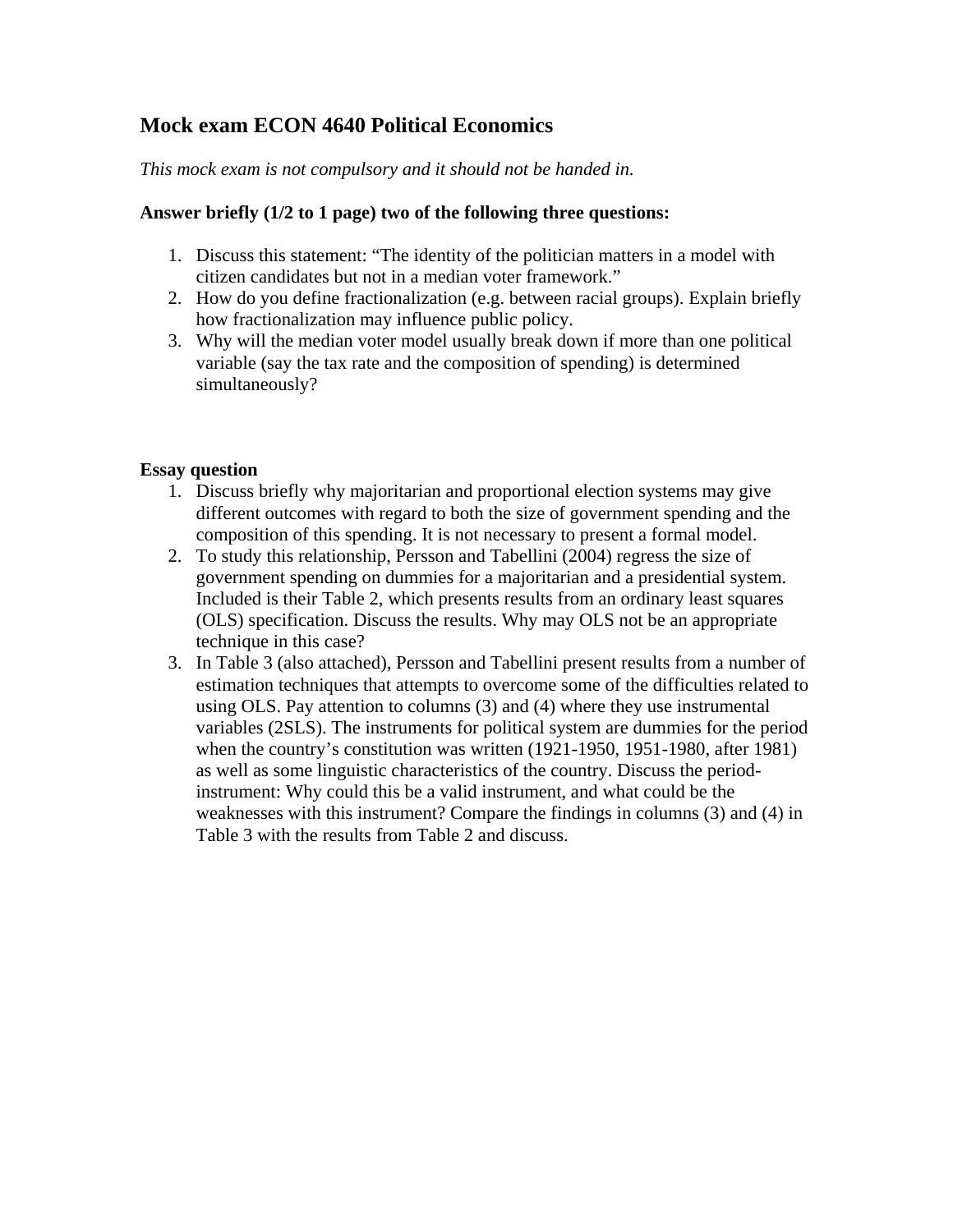## Mock exam ECON 4640 Political Economics

*This mock exam is not compulsory and it should not be handed in.*

**Answer briefly (1/2 to 1 page) two of the following three questions:**

1. Discuss this statement: "The identity of the politician matters in a model with citizen candidates but not in a median voter framework."
2. How do you define fractionalization (e.g. between racial groups). Explain briefly how fractionalization may influence public policy.
3. Why will the median voter model usually break down if more than one political variable (say the tax rate and the composition of spending) is determined simultaneously?

**Essay question**

1. Discuss briefly why majoritarian and proportional election systems may give different outcomes with regard to both the size of government spending and the composition of this spending. It is not necessary to present a formal model.
2. To study this relationship, Persson and Tabellini (2004) regress the size of government spending on dummies for a majoritarian and a presidential system. Included is their Table 2, which presents results from an ordinary least squares (OLS) specification. Discuss the results. Why may OLS not be an appropriate technique in this case?
3. In Table 3 (also attached), Persson and Tabellini present results from a number of estimation techniques that attempts to overcome some of the difficulties related to using OLS. Pay attention to columns (3) and (4) where they use instrumental variables (2SLS). The instruments for political system are dummies for the period when the country's constitution was written (1921-1950, 1951-1980, after 1981) as well as some linguistic characteristics of the country. Discuss the period-instrument: Why could this be a valid instrument, and what could be the weaknesses with this instrument? Compare the findings in columns (3) and (4) in Table 3 with the results from Table 2 and discuss.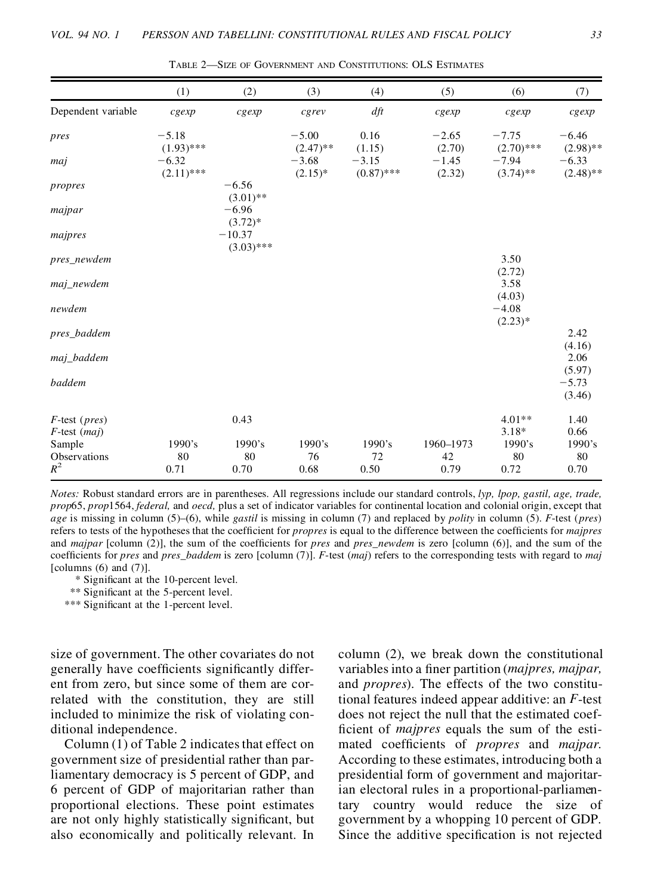Table 2—Size of Government and Constitutions: OLS Estimates

| | (1) | (2) | (3) | (4) | (5) | (6) | (7) |
|---|---|---|---|---|---|---|---|
| Dependent variable | *cgexp* | *cgexp* | *cgrev* | *dft* | *cgexp* | *cgexp* | *cgexp* |
| *pres* | −5.18 | | −5.00 | 0.16 | −2.65 | −7.75 | −6.46 |
| | (1.93)*** | | (2.47)** | (1.15) | (2.70) | (2.70)*** | (2.98)** |
| *maj* | −6.32 | | −3.68 | −3.15 | −1.45 | −7.94 | −6.33 |
| | (2.11)*** | | (2.15)* | (0.87)*** | (2.32) | (3.74)** | (2.48)** |
| *propres* | | −6.56 | | | | | |
| | | (3.01)** | | | | | |
| *majpar* | | −6.96 | | | | | |
| | | (3.72)* | | | | | |
| *majpres* | | −10.37 | | | | | |
| | | (3.03)*** | | | | | |
| *pres_newdem* | | | | | | 3.50 | |
| | | | | | | (2.72) | |
| *maj_newdem* | | | | | | 3.58 | |
| | | | | | | (4.03) | |
| *newdem* | | | | | | −4.08 | |
| | | | | | | (2.23)* | |
| *pres_baddem* | | | | | | | 2.42 |
| | | | | | | | (4.16) |
| *maj_baddem* | | | | | | | 2.06 |
| | | | | | | | (5.97) |
| *baddem* | | | | | | | −5.73 |
| | | | | | | | (3.46) |
| *F*-test (*pres*) | | 0.43 | | | | 4.01** | 1.40 |
| *F*-test (*maj*) | | | | | | 3.18* | 0.66 |
| Sample | 1990's | 1990's | 1990's | 1990's | 1960–1973 | 1990's | 1990's |
| Observations | 80 | 80 | 76 | 72 | 42 | 80 | 80 |
| $R^2$ | 0.71 | 0.70 | 0.68 | 0.50 | 0.79 | 0.72 | 0.70 |

*Notes:* Robust standard errors are in parentheses. All regressions include our standard controls, *lyp, lpop, gastil, age, trade, prop*65, *prop*1564, *federal,* and *oecd,* plus a set of indicator variables for continental location and colonial origin, except that *age* is missing in column (5)–(6), while *gastil* is missing in column (7) and replaced by *polity* in column (5). *F*-test (*pres*) refers to tests of the hypotheses that the coefficient for *propres* is equal to the difference between the coefficients for *majpres* and *majpar* [column (2)], the sum of the coefficients for *pres* and *pres_newdem* is zero [column (6)], and the sum of the coefficients for *pres* and *pres_baddem* is zero [column (7)]. *F*-test (*maj*) refers to the corresponding tests with regard to *maj* [columns (6) and (7)].

\* Significant at the 10-percent level.

\*\* Significant at the 5-percent level.

\*\*\* Significant at the 1-percent level.

size of government. The other covariates do not generally have coefficients significantly different from zero, but since some of them are correlated with the constitution, they are still included to minimize the risk of violating conditional independence.

Column (1) of Table 2 indicates that effect on government size of presidential rather than parliamentary democracy is 5 percent of GDP, and 6 percent of GDP of majoritarian rather than proportional elections. These point estimates are not only highly statistically significant, but also economically and politically relevant. In column (2), we break down the constitutional variables into a finer partition (*majpres, majpar,* and *propres*). The effects of the two constitutional features indeed appear additive: an *F*-test does not reject the null that the estimated coefficient of *majpres* equals the sum of the estimated coefficients of *propres* and *majpar.* According to these estimates, introducing both a presidential form of government and majoritarian electoral rules in a proportional-parliamentary country would reduce the size of government by a whopping 10 percent of GDP. Since the additive specification is not rejected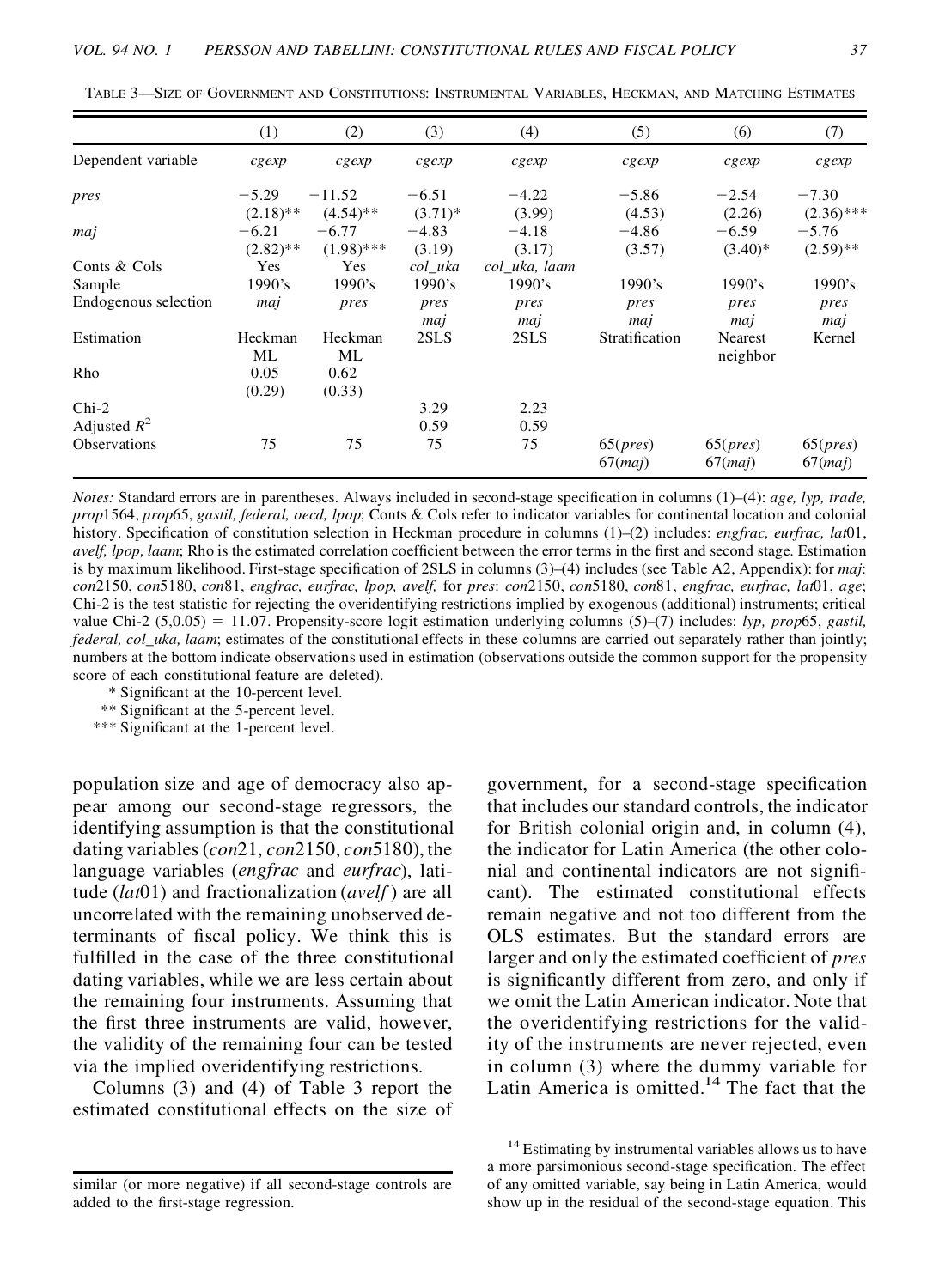TABLE 3—SIZE OF GOVERNMENT AND CONSTITUTIONS: INSTRUMENTAL VARIABLES, HECKMAN, AND MATCHING ESTIMATES

| | (1) | (2) | (3) | (4) | (5) | (6) | (7) |
|---|---|---|---|---|---|---|---|
| Dependent variable | *cgexp* | *cgexp* | *cgexp* | *cgexp* | *cgexp* | *cgexp* | *cgexp* |
| *pres* | −5.29 | −11.52 | −6.51 | −4.22 | −5.86 | −2.54 | −7.30 |
| | (2.18)** | (4.54)** | (3.71)* | (3.99) | (4.53) | (2.26) | (2.36)*** |
| *maj* | −6.21 | −6.77 | −4.83 | −4.18 | −4.86 | −6.59 | −5.76 |
| | (2.82)** | (1.98)*** | (3.19) | (3.17) | (3.57) | (3.40)* | (2.59)** |
| Conts & Cols | Yes | Yes | *col_uka* | *col_uka, laam* | | | |
| Sample | 1990's | 1990's | 1990's | 1990's | 1990's | 1990's | 1990's |
| Endogenous selection | *maj* | *pres* | *pres* *maj* | *pres* *maj* | *pres* *maj* | *pres* *maj* | *pres* *maj* |
| Estimation | Heckman ML | Heckman ML | 2SLS | 2SLS | Stratification | Nearest neighbor | Kernel |
| Rho | 0.05 | 0.62 | | | | | |
| | (0.29) | (0.33) | | | | | |
| Chi-2 | | | 3.29 | 2.23 | | | |
| Adjusted $R^2$ | | | 0.59 | 0.59 | | | |
| Observations | 75 | 75 | 75 | 75 | 65(*pres*) 67(*maj*) | 65(*pres*) 67(*maj*) | 65(*pres*) 67(*maj*) |

*Notes:* Standard errors are in parentheses. Always included in second-stage specification in columns (1)–(4): *age, lyp, trade, prop*1564, *prop*65, *gastil, federal, oecd, lpop*; Conts & Cols refer to indicator variables for continental location and colonial history. Specification of constitution selection in Heckman procedure in columns (1)–(2) includes: *engfrac, eurfrac, lat*01, *avelf, lpop, laam*; Rho is the estimated correlation coefficient between the error terms in the first and second stage. Estimation is by maximum likelihood. First-stage specification of 2SLS in columns (3)–(4) includes (see Table A2, Appendix): for *maj*: *con*2150, *con*5180, *con*81, *engfrac, eurfrac, lpop, avelf,* for *pres*: *con*2150, *con*5180, *con*81, *engfrac, eurfrac, lat*01, *age*; Chi-2 is the test statistic for rejecting the overidentifying restrictions implied by exogenous (additional) instruments; critical value Chi-2 (5,0.05) = 11.07. Propensity-score logit estimation underlying columns (5)–(7) includes: *lyp, prop*65, *gastil, federal, col_uka, laam*; estimates of the constitutional effects in these columns are carried out separately rather than jointly; numbers at the bottom indicate observations used in estimation (observations outside the common support for the propensity score of each constitutional feature are deleted).

\* Significant at the 10-percent level.

\*\* Significant at the 5-percent level.

\*\*\* Significant at the 1-percent level.

population size and age of democracy also appear among our second-stage regressors, the identifying assumption is that the constitutional dating variables (*con*21, *con*2150, *con*5180), the language variables (*engfrac* and *eurfrac*), latitude (*lat*01) and fractionalization (*avelf*) are all uncorrelated with the remaining unobserved determinants of fiscal policy. We think this is fulfilled in the case of the three constitutional dating variables, while we are less certain about the remaining four instruments. Assuming that the first three instruments are valid, however, the validity of the remaining four can be tested via the implied overidentifying restrictions.

Columns (3) and (4) of Table 3 report the estimated constitutional effects on the size of government, for a second-stage specification that includes our standard controls, the indicator for British colonial origin and, in column (4), the indicator for Latin America (the other colonial and continental indicators are not significant). The estimated constitutional effects remain negative and not too different from the OLS estimates. But the standard errors are larger and only the estimated coefficient of *pres* is significantly different from zero, and only if we omit the Latin American indicator. Note that the overidentifying restrictions for the validity of the instruments are never rejected, even in column (3) where the dummy variable for Latin America is omitted.[14] The fact that the

similar (or more negative) if all second-stage controls are added to the first-stage regression.

[14] Estimating by instrumental variables allows us to have a more parsimonious second-stage specification. The effect of any omitted variable, say being in Latin America, would show up in the residual of the second-stage equation. This